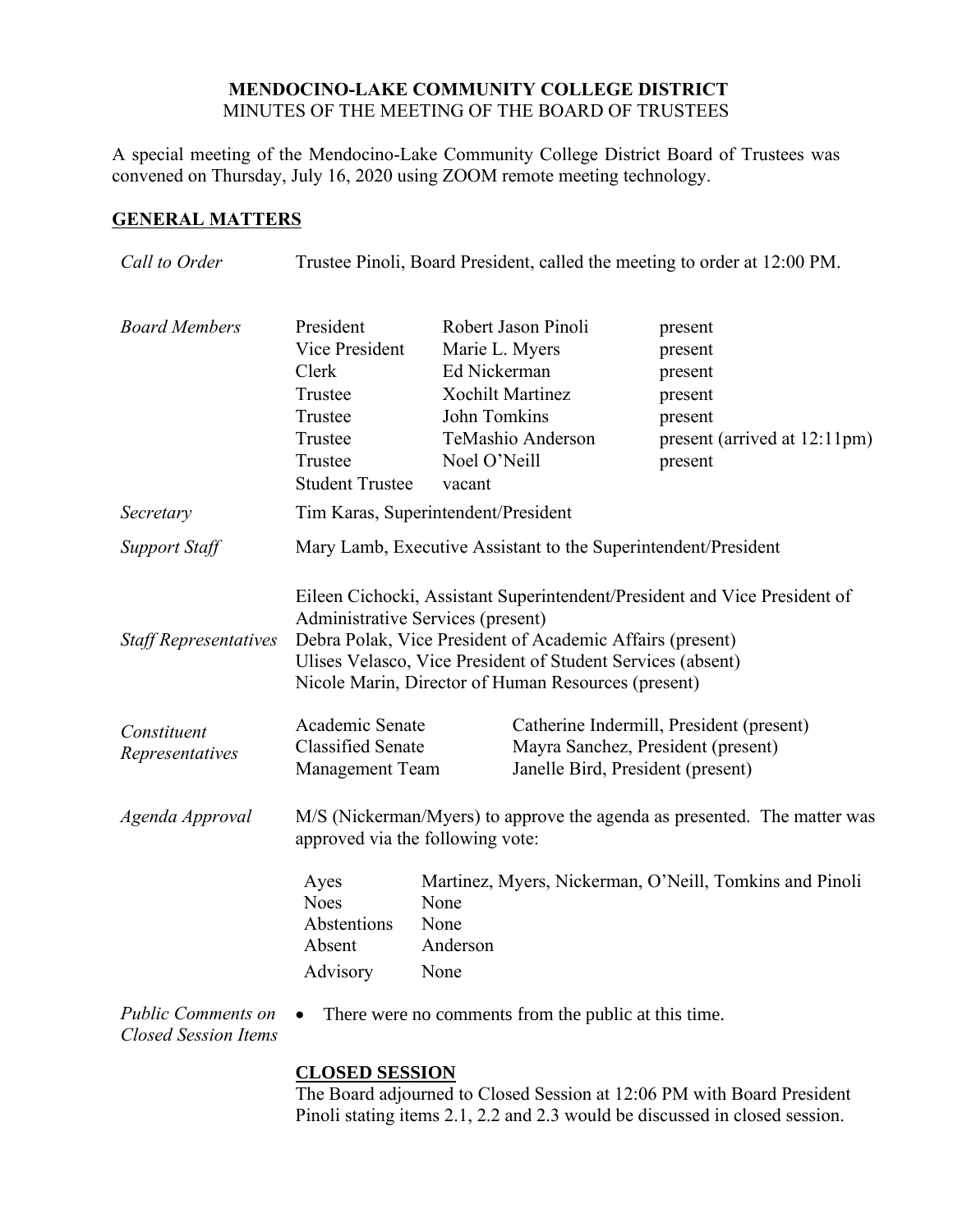**MENDOCINO-LAKE COMMUNITY COLLEGE DISTRICT**
MINUTES OF THE MEETING OF THE BOARD OF TRUSTEES

A special meeting of the Mendocino-Lake Community College District Board of Trustees was convened on Thursday, July 16, 2020 using ZOOM remote meeting technology.

## GENERAL MATTERS

*Call to Order* — Trustee Pinoli, Board President, called the meeting to order at 12:00 PM.

*Board Members*

| | | |
|---|---|---|
| President | Robert Jason Pinoli | present |
| Vice President | Marie L. Myers | present |
| Clerk | Ed Nickerman | present |
| Trustee | Xochilt Martinez | present |
| Trustee | John Tomkins | present |
| Trustee | TeMashio Anderson | present (arrived at 12:11pm) |
| Trustee | Noel O'Neill | present |
| Student Trustee | vacant | |

*Secretary* — Tim Karas, Superintendent/President

*Support Staff* — Mary Lamb, Executive Assistant to the Superintendent/President

*Staff Representatives*

Eileen Cichocki, Assistant Superintendent/President and Vice President of Administrative Services (present)
Debra Polak, Vice President of Academic Affairs (present)
Ulises Velasco, Vice President of Student Services (absent)
Nicole Marin, Director of Human Resources (present)

*Constituent Representatives*

| | |
|---|---|
| Academic Senate | Catherine Indermill, President (present) |
| Classified Senate | Mayra Sanchez, President (present) |
| Management Team | Janelle Bird, President (present) |

*Agenda Approval* — M/S (Nickerman/Myers) to approve the agenda as presented. The matter was approved via the following vote:

| | |
|---|---|
| Ayes | Martinez, Myers, Nickerman, O'Neill, Tomkins and Pinoli |
| Noes | None |
| Abstentions | None |
| Absent | Anderson |
| Advisory | None |

*Public Comments on Closed Session Items*

- There were no comments from the public at this time.

## CLOSED SESSION

The Board adjourned to Closed Session at 12:06 PM with Board President Pinoli stating items 2.1, 2.2 and 2.3 would be discussed in closed session.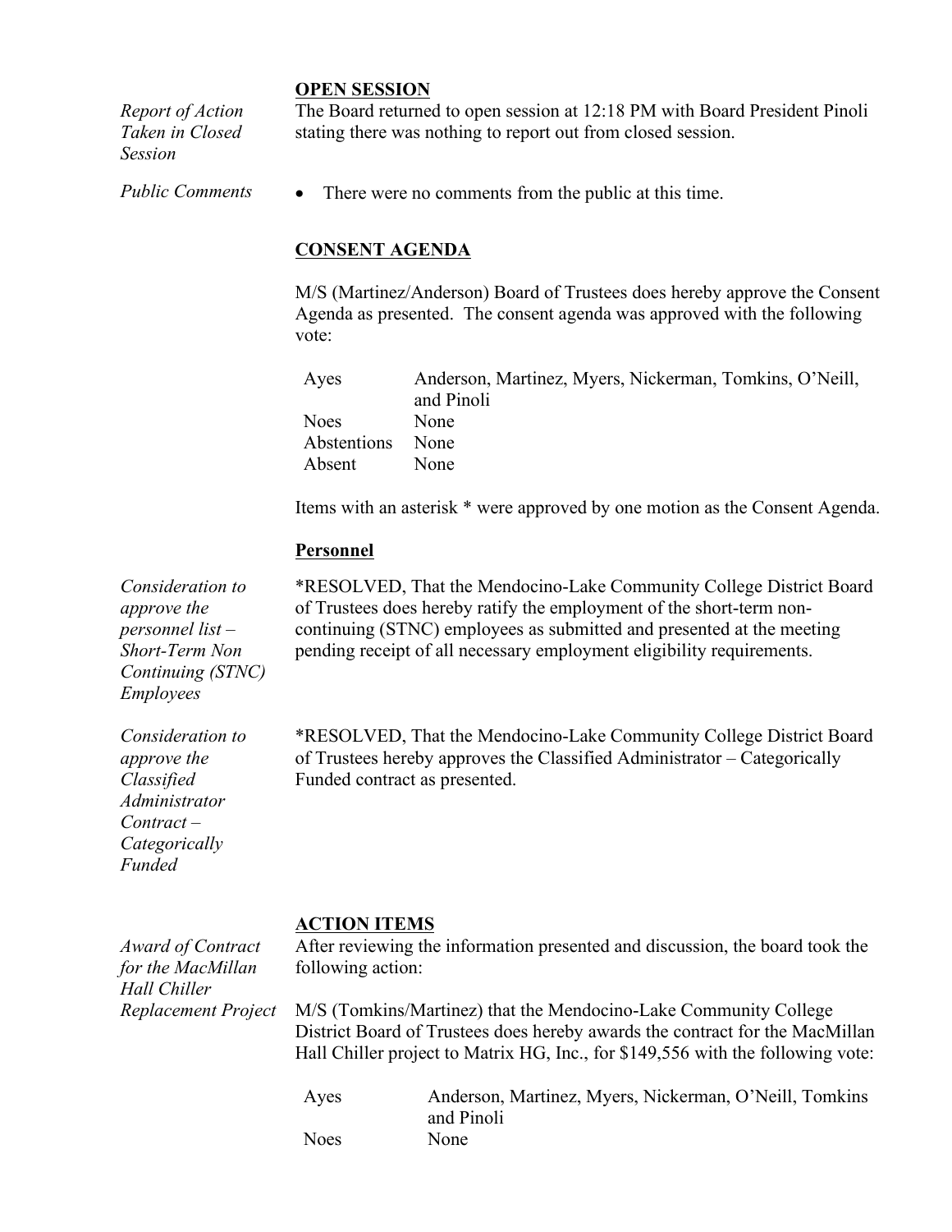## OPEN SESSION

*Report of Action Taken in Closed Session*

The Board returned to open session at 12:18 PM with Board President Pinoli stating there was nothing to report out from closed session.

*Public Comments*

- There were no comments from the public at this time.

## CONSENT AGENDA

M/S (Martinez/Anderson) Board of Trustees does hereby approve the Consent Agenda as presented. The consent agenda was approved with the following vote:

| | |
|---|---|
| Ayes | Anderson, Martinez, Myers, Nickerman, Tomkins, O'Neill, and Pinoli |
| Noes | None |
| Abstentions | None |
| Absent | None |

Items with an asterisk * were approved by one motion as the Consent Agenda.

### Personnel

*Consideration to approve the personnel list – Short-Term Non Continuing (STNC) Employees*

*RESOLVED, That the Mendocino-Lake Community College District Board of Trustees does hereby ratify the employment of the short-term non-continuing (STNC) employees as submitted and presented at the meeting pending receipt of all necessary employment eligibility requirements.

*Consideration to approve the Classified Administrator Contract – Categorically Funded*

*RESOLVED, That the Mendocino-Lake Community College District Board of Trustees hereby approves the Classified Administrator – Categorically Funded contract as presented.

## ACTION ITEMS

*Award of Contract for the MacMillan Hall Chiller Replacement Project*

After reviewing the information presented and discussion, the board took the following action:

M/S (Tomkins/Martinez) that the Mendocino-Lake Community College District Board of Trustees does hereby awards the contract for the MacMillan Hall Chiller project to Matrix HG, Inc., for $149,556 with the following vote:

| | |
|---|---|
| Ayes | Anderson, Martinez, Myers, Nickerman, O'Neill, Tomkins and Pinoli |
| Noes | None |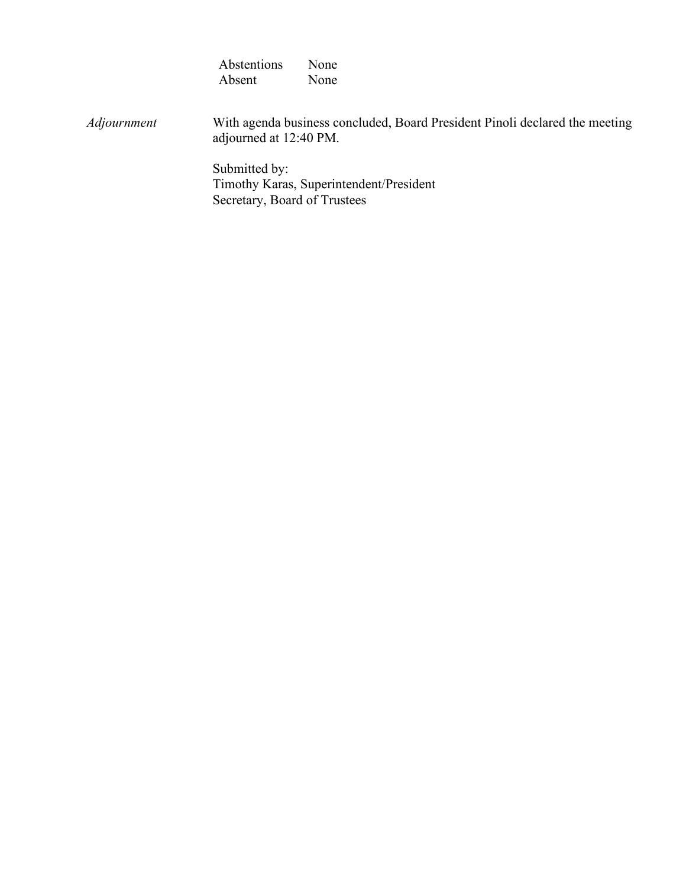| | |
|---|---|
| Abstentions | None |
| Absent | None |

*Adjournment*

With agenda business concluded, Board President Pinoli declared the meeting adjourned at 12:40 PM.

Submitted by:
Timothy Karas, Superintendent/President
Secretary, Board of Trustees